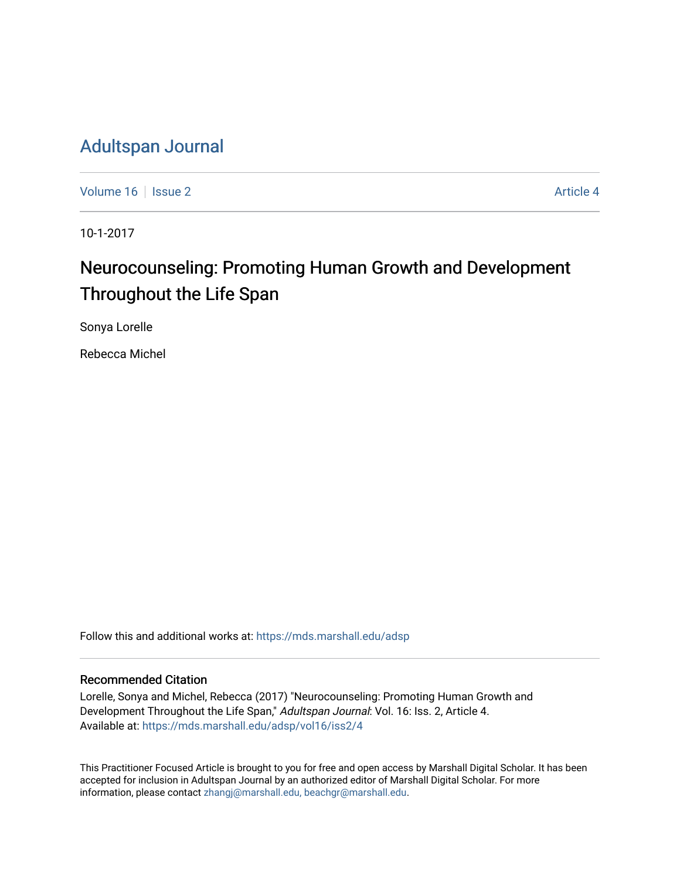# Adultspan Journal

Volume 16 | Issue 2 | Article 4

10-1-2017

## Neurocounseling: Promoting Human Growth and Development Throughout the Life Span

Sonya Lorelle

Rebecca Michel

Follow this and additional works at: https://mds.marshall.edu/adsp

### Recommended Citation

Lorelle, Sonya and Michel, Rebecca (2017) "Neurocounseling: Promoting Human Growth and Development Throughout the Life Span," *Adultspan Journal*: Vol. 16: Iss. 2, Article 4.
Available at: https://mds.marshall.edu/adsp/vol16/iss2/4

This Practitioner Focused Article is brought to you for free and open access by Marshall Digital Scholar. It has been accepted for inclusion in Adultspan Journal by an authorized editor of Marshall Digital Scholar. For more information, please contact zhangj@marshall.edu, beachgr@marshall.edu.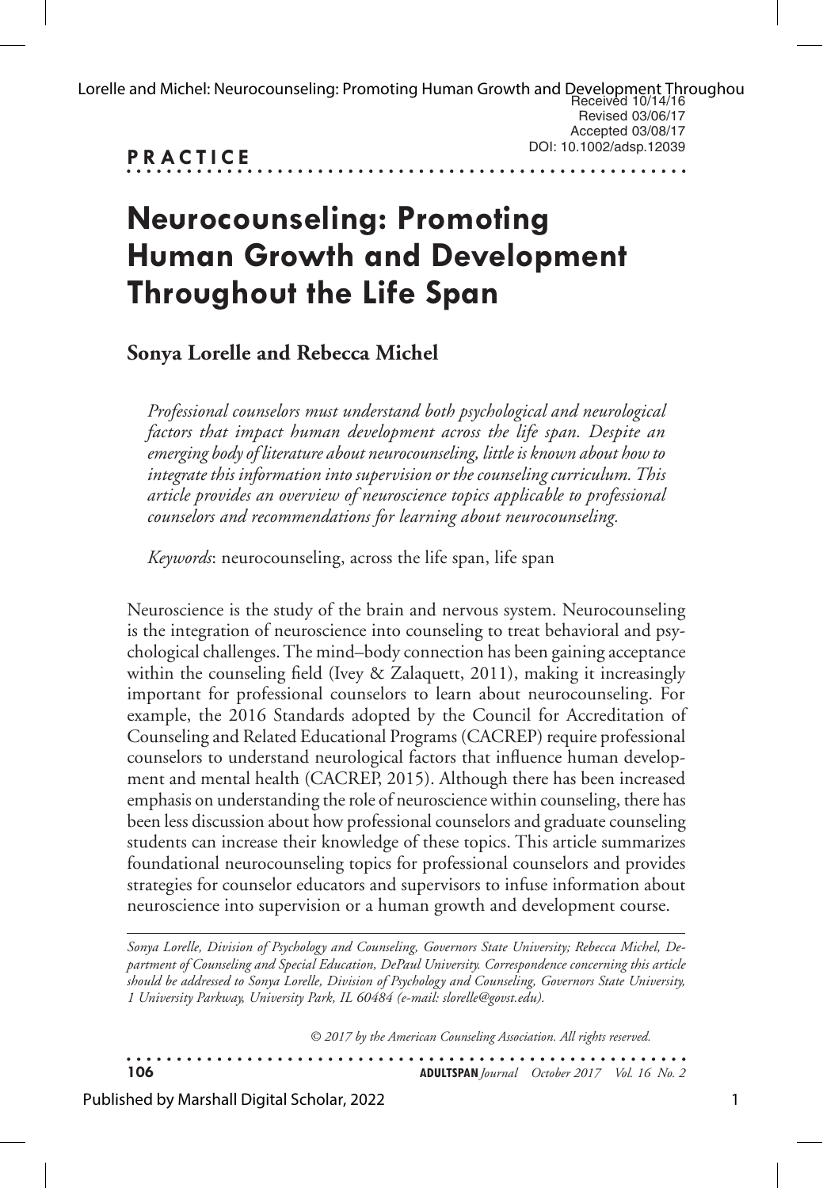PRACTICE

# Neurocounseling: Promoting Human Growth and Development Throughout the Life Span

**Sonya Lorelle and Rebecca Michel**

*Professional counselors must understand both psychological and neurological factors that impact human development across the life span. Despite an emerging body of literature about neurocounseling, little is known about how to integrate this information into supervision or the counseling curriculum. This article provides an overview of neuroscience topics applicable to professional counselors and recommendations for learning about neurocounseling.*

*Keywords*: neurocounseling, across the life span, life span

Neuroscience is the study of the brain and nervous system. Neurocounseling is the integration of neuroscience into counseling to treat behavioral and psychological challenges. The mind–body connection has been gaining acceptance within the counseling field (Ivey & Zalaquett, 2011), making it increasingly important for professional counselors to learn about neurocounseling. For example, the 2016 Standards adopted by the Council for Accreditation of Counseling and Related Educational Programs (CACREP) require professional counselors to understand neurological factors that influence human development and mental health (CACREP, 2015). Although there has been increased emphasis on understanding the role of neuroscience within counseling, there has been less discussion about how professional counselors and graduate counseling students can increase their knowledge of these topics. This article summarizes foundational neurocounseling topics for professional counselors and provides strategies for counselor educators and supervisors to infuse information about neuroscience into supervision or a human growth and development course.

*Sonya Lorelle, Division of Psychology and Counseling, Governors State University; Rebecca Michel, Department of Counseling and Special Education, DePaul University. Correspondence concerning this article should be addressed to Sonya Lorelle, Division of Psychology and Counseling, Governors State University, 1 University Parkway, University Park, IL 60484 (e-mail: slorelle@govst.edu).*

*© 2017 by the American Counseling Association. All rights reserved.*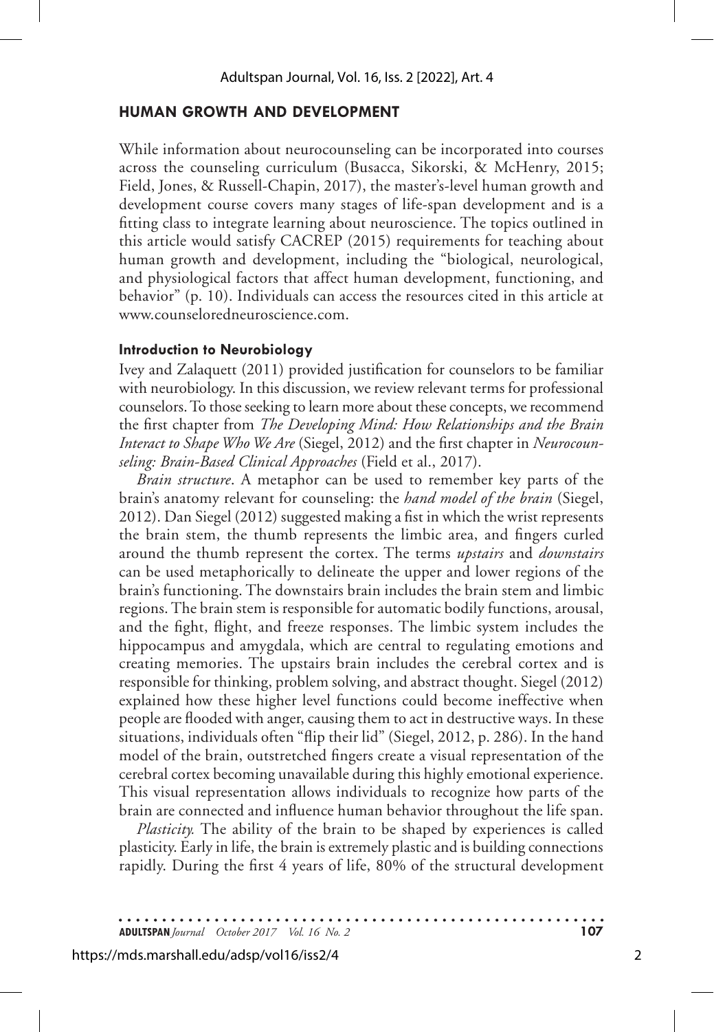## HUMAN GROWTH AND DEVELOPMENT

While information about neurocounseling can be incorporated into courses across the counseling curriculum (Busacca, Sikorski, & McHenry, 2015; Field, Jones, & Russell-Chapin, 2017), the master's-level human growth and development course covers many stages of life-span development and is a fitting class to integrate learning about neuroscience. The topics outlined in this article would satisfy CACREP (2015) requirements for teaching about human growth and development, including the "biological, neurological, and physiological factors that affect human development, functioning, and behavior" (p. 10). Individuals can access the resources cited in this article at www.counseloredneuroscience.com.

### Introduction to Neurobiology

Ivey and Zalaquett (2011) provided justification for counselors to be familiar with neurobiology. In this discussion, we review relevant terms for professional counselors. To those seeking to learn more about these concepts, we recommend the first chapter from *The Developing Mind: How Relationships and the Brain Interact to Shape Who We Are* (Siegel, 2012) and the first chapter in *Neurocounseling: Brain-Based Clinical Approaches* (Field et al., 2017).

*Brain structure*. A metaphor can be used to remember key parts of the brain's anatomy relevant for counseling: the *hand model of the brain* (Siegel, 2012). Dan Siegel (2012) suggested making a fist in which the wrist represents the brain stem, the thumb represents the limbic area, and fingers curled around the thumb represent the cortex. The terms *upstairs* and *downstairs* can be used metaphorically to delineate the upper and lower regions of the brain's functioning. The downstairs brain includes the brain stem and limbic regions. The brain stem is responsible for automatic bodily functions, arousal, and the fight, flight, and freeze responses. The limbic system includes the hippocampus and amygdala, which are central to regulating emotions and creating memories. The upstairs brain includes the cerebral cortex and is responsible for thinking, problem solving, and abstract thought. Siegel (2012) explained how these higher level functions could become ineffective when people are flooded with anger, causing them to act in destructive ways. In these situations, individuals often "flip their lid" (Siegel, 2012, p. 286). In the hand model of the brain, outstretched fingers create a visual representation of the cerebral cortex becoming unavailable during this highly emotional experience. This visual representation allows individuals to recognize how parts of the brain are connected and influence human behavior throughout the life span.

*Plasticity.* The ability of the brain to be shaped by experiences is called plasticity. Early in life, the brain is extremely plastic and is building connections rapidly. During the first 4 years of life, 80% of the structural development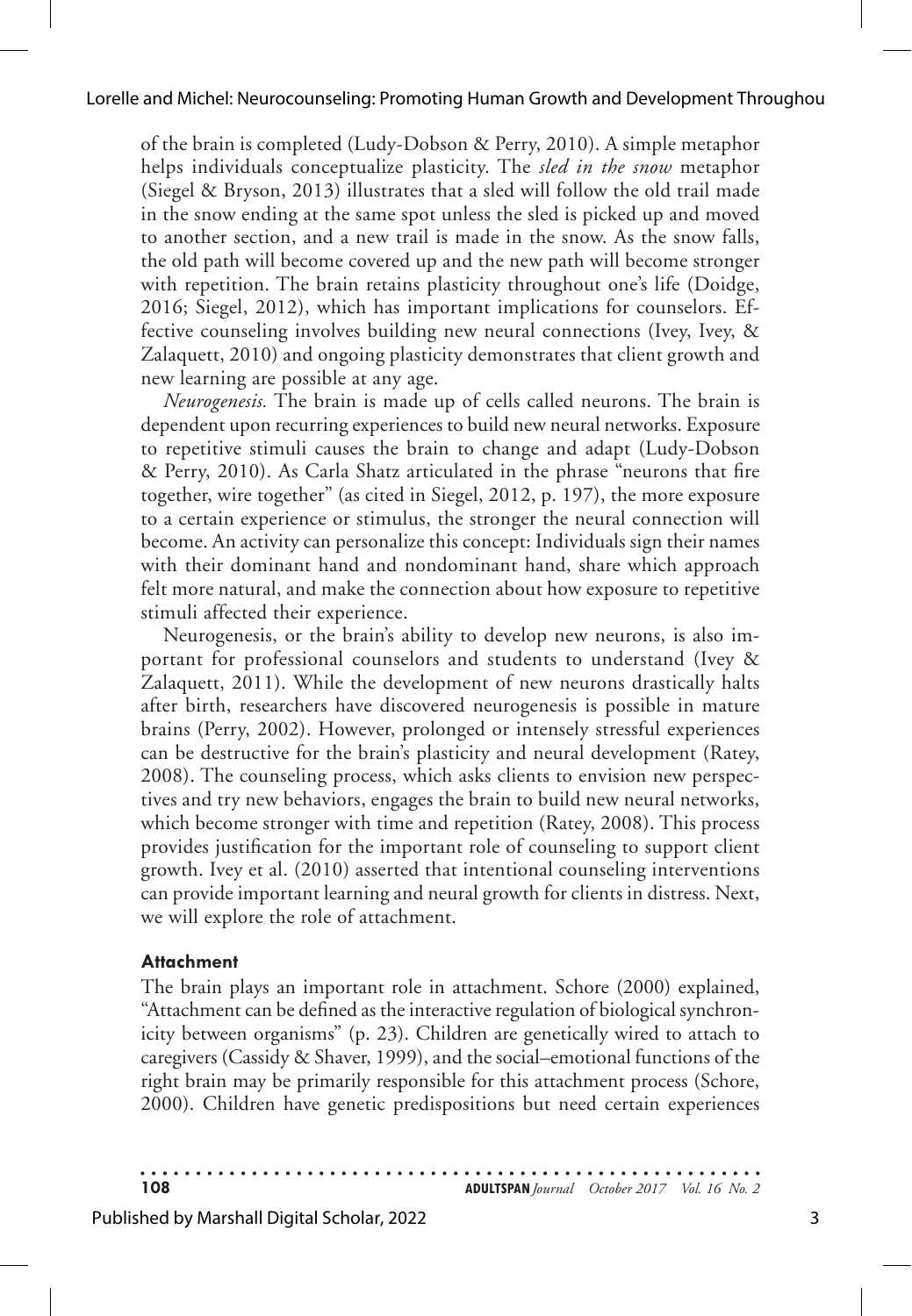of the brain is completed (Ludy-Dobson & Perry, 2010). A simple metaphor helps individuals conceptualize plasticity. The *sled in the snow* metaphor (Siegel & Bryson, 2013) illustrates that a sled will follow the old trail made in the snow ending at the same spot unless the sled is picked up and moved to another section, and a new trail is made in the snow. As the snow falls, the old path will become covered up and the new path will become stronger with repetition. The brain retains plasticity throughout one's life (Doidge, 2016; Siegel, 2012), which has important implications for counselors. Effective counseling involves building new neural connections (Ivey, Ivey, & Zalaquett, 2010) and ongoing plasticity demonstrates that client growth and new learning are possible at any age.

*Neurogenesis.* The brain is made up of cells called neurons. The brain is dependent upon recurring experiences to build new neural networks. Exposure to repetitive stimuli causes the brain to change and adapt (Ludy-Dobson & Perry, 2010). As Carla Shatz articulated in the phrase "neurons that fire together, wire together" (as cited in Siegel, 2012, p. 197), the more exposure to a certain experience or stimulus, the stronger the neural connection will become. An activity can personalize this concept: Individuals sign their names with their dominant hand and nondominant hand, share which approach felt more natural, and make the connection about how exposure to repetitive stimuli affected their experience.

Neurogenesis, or the brain's ability to develop new neurons, is also important for professional counselors and students to understand (Ivey & Zalaquett, 2011). While the development of new neurons drastically halts after birth, researchers have discovered neurogenesis is possible in mature brains (Perry, 2002). However, prolonged or intensely stressful experiences can be destructive for the brain's plasticity and neural development (Ratey, 2008). The counseling process, which asks clients to envision new perspectives and try new behaviors, engages the brain to build new neural networks, which become stronger with time and repetition (Ratey, 2008). This process provides justification for the important role of counseling to support client growth. Ivey et al. (2010) asserted that intentional counseling interventions can provide important learning and neural growth for clients in distress. Next, we will explore the role of attachment.

### Attachment

The brain plays an important role in attachment. Schore (2000) explained, "Attachment can be defined as the interactive regulation of biological synchronicity between organisms" (p. 23). Children are genetically wired to attach to caregivers (Cassidy & Shaver, 1999), and the social–emotional functions of the right brain may be primarily responsible for this attachment process (Schore, 2000). Children have genetic predispositions but need certain experiences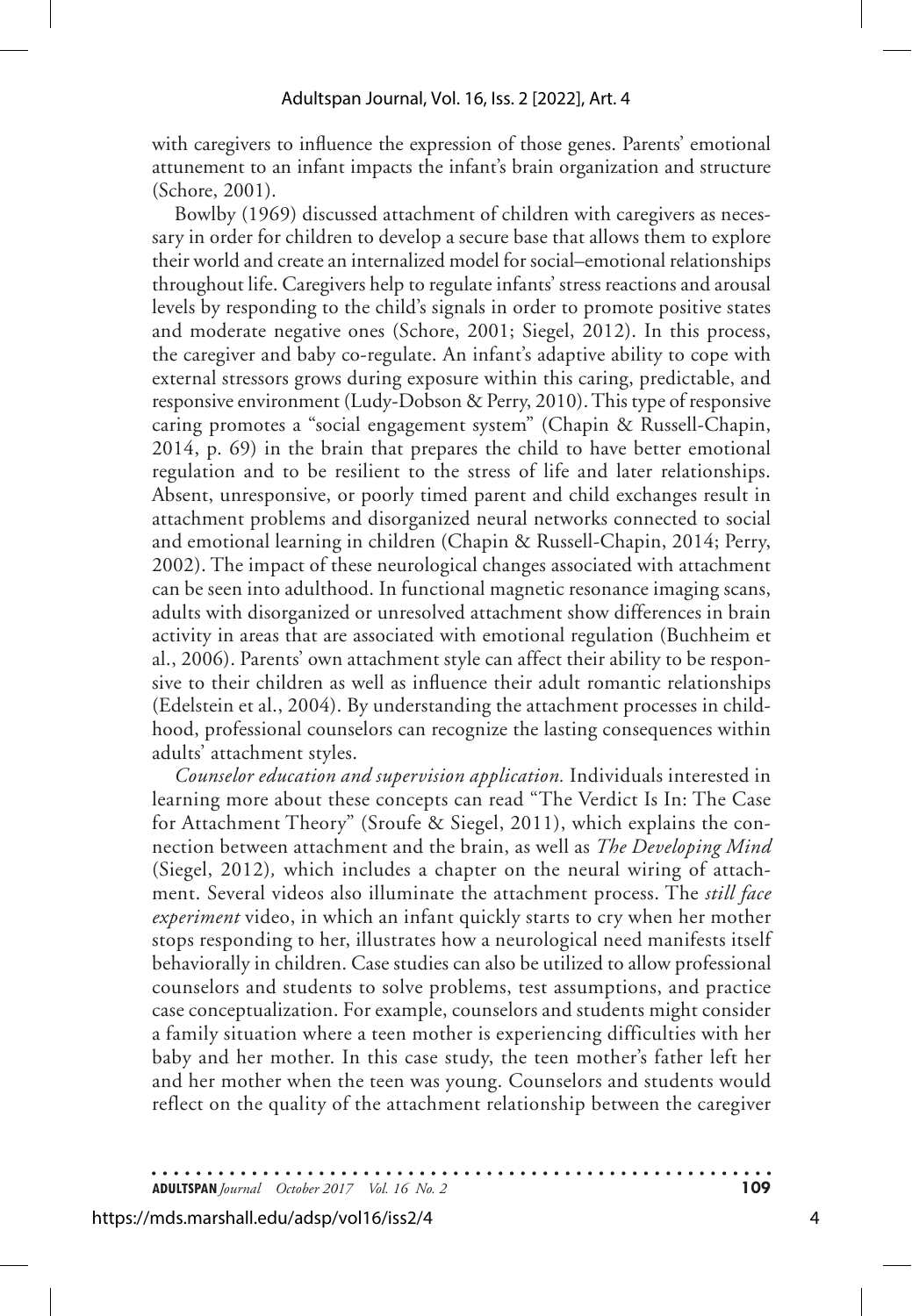with caregivers to influence the expression of those genes. Parents' emotional attunement to an infant impacts the infant's brain organization and structure (Schore, 2001).

Bowlby (1969) discussed attachment of children with caregivers as necessary in order for children to develop a secure base that allows them to explore their world and create an internalized model for social–emotional relationships throughout life. Caregivers help to regulate infants' stress reactions and arousal levels by responding to the child's signals in order to promote positive states and moderate negative ones (Schore, 2001; Siegel, 2012). In this process, the caregiver and baby co-regulate. An infant's adaptive ability to cope with external stressors grows during exposure within this caring, predictable, and responsive environment (Ludy-Dobson & Perry, 2010). This type of responsive caring promotes a "social engagement system" (Chapin & Russell-Chapin, 2014, p. 69) in the brain that prepares the child to have better emotional regulation and to be resilient to the stress of life and later relationships. Absent, unresponsive, or poorly timed parent and child exchanges result in attachment problems and disorganized neural networks connected to social and emotional learning in children (Chapin & Russell-Chapin, 2014; Perry, 2002). The impact of these neurological changes associated with attachment can be seen into adulthood. In functional magnetic resonance imaging scans, adults with disorganized or unresolved attachment show differences in brain activity in areas that are associated with emotional regulation (Buchheim et al., 2006). Parents' own attachment style can affect their ability to be responsive to their children as well as influence their adult romantic relationships (Edelstein et al., 2004). By understanding the attachment processes in childhood, professional counselors can recognize the lasting consequences within adults' attachment styles.

*Counselor education and supervision application.* Individuals interested in learning more about these concepts can read "The Verdict Is In: The Case for Attachment Theory" (Sroufe & Siegel, 2011), which explains the connection between attachment and the brain, as well as *The Developing Mind* (Siegel, 2012), which includes a chapter on the neural wiring of attachment. Several videos also illuminate the attachment process. The *still face experiment* video, in which an infant quickly starts to cry when her mother stops responding to her, illustrates how a neurological need manifests itself behaviorally in children. Case studies can also be utilized to allow professional counselors and students to solve problems, test assumptions, and practice case conceptualization. For example, counselors and students might consider a family situation where a teen mother is experiencing difficulties with her baby and her mother. In this case study, the teen mother's father left her and her mother when the teen was young. Counselors and students would reflect on the quality of the attachment relationship between the caregiver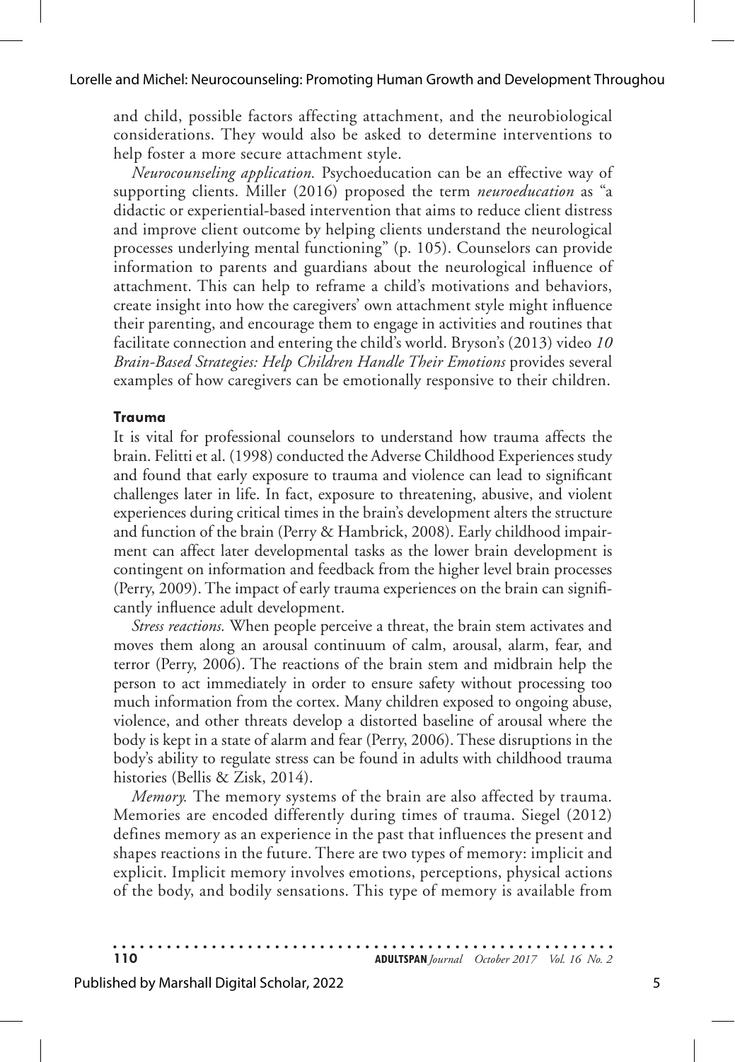and child, possible factors affecting attachment, and the neurobiological considerations. They would also be asked to determine interventions to help foster a more secure attachment style.

*Neurocounseling application.* Psychoeducation can be an effective way of supporting clients. Miller (2016) proposed the term *neuroeducation* as "a didactic or experiential-based intervention that aims to reduce client distress and improve client outcome by helping clients understand the neurological processes underlying mental functioning" (p. 105). Counselors can provide information to parents and guardians about the neurological influence of attachment. This can help to reframe a child's motivations and behaviors, create insight into how the caregivers' own attachment style might influence their parenting, and encourage them to engage in activities and routines that facilitate connection and entering the child's world. Bryson's (2013) video *10 Brain-Based Strategies: Help Children Handle Their Emotions* provides several examples of how caregivers can be emotionally responsive to their children.

#### Trauma

It is vital for professional counselors to understand how trauma affects the brain. Felitti et al. (1998) conducted the Adverse Childhood Experiences study and found that early exposure to trauma and violence can lead to significant challenges later in life. In fact, exposure to threatening, abusive, and violent experiences during critical times in the brain's development alters the structure and function of the brain (Perry & Hambrick, 2008). Early childhood impairment can affect later developmental tasks as the lower brain development is contingent on information and feedback from the higher level brain processes (Perry, 2009). The impact of early trauma experiences on the brain can significantly influence adult development.

*Stress reactions.* When people perceive a threat, the brain stem activates and moves them along an arousal continuum of calm, arousal, alarm, fear, and terror (Perry, 2006). The reactions of the brain stem and midbrain help the person to act immediately in order to ensure safety without processing too much information from the cortex. Many children exposed to ongoing abuse, violence, and other threats develop a distorted baseline of arousal where the body is kept in a state of alarm and fear (Perry, 2006). These disruptions in the body's ability to regulate stress can be found in adults with childhood trauma histories (Bellis & Zisk, 2014).

*Memory.* The memory systems of the brain are also affected by trauma. Memories are encoded differently during times of trauma. Siegel (2012) defines memory as an experience in the past that influences the present and shapes reactions in the future. There are two types of memory: implicit and explicit. Implicit memory involves emotions, perceptions, physical actions of the body, and bodily sensations. This type of memory is available from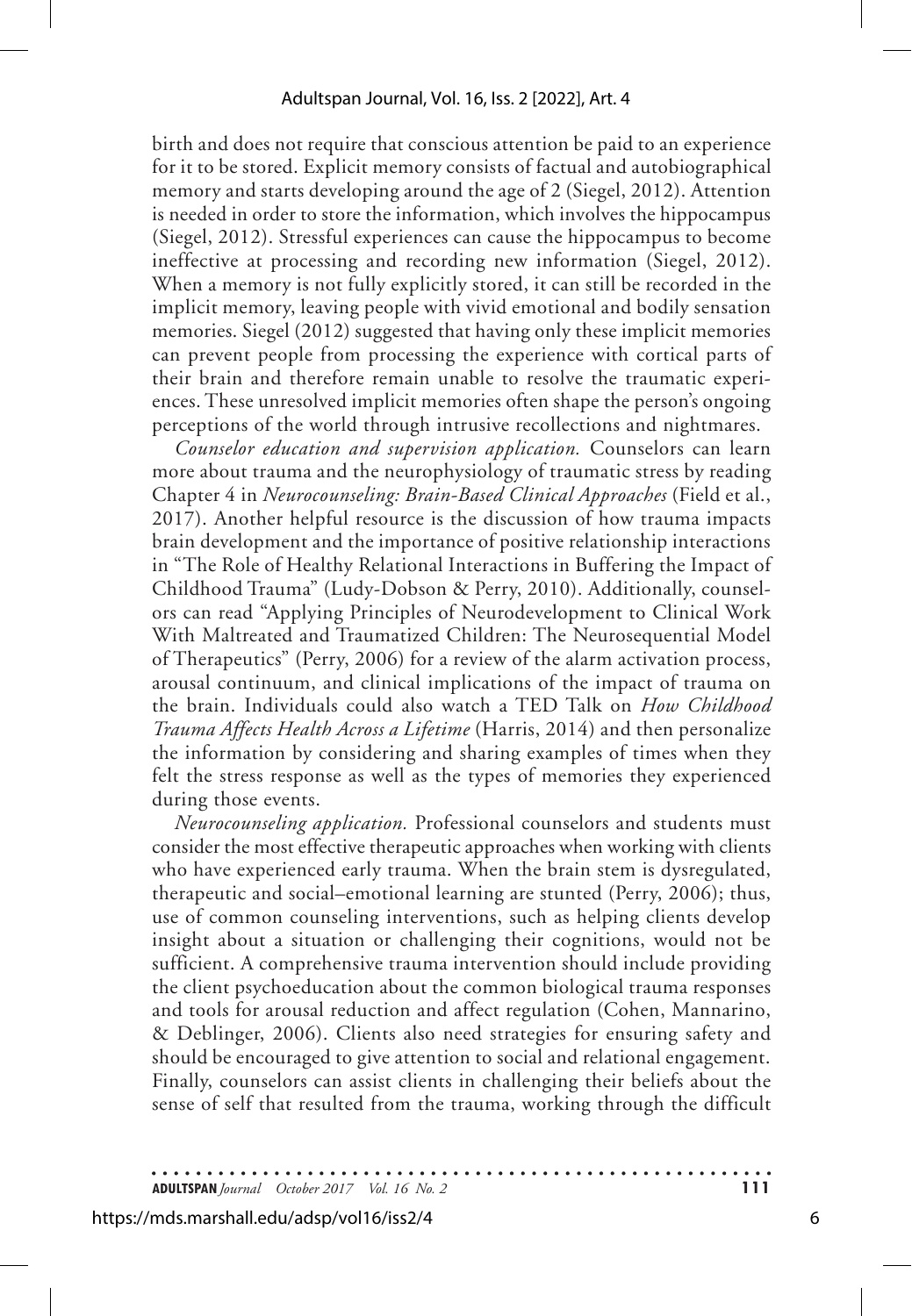birth and does not require that conscious attention be paid to an experience for it to be stored. Explicit memory consists of factual and autobiographical memory and starts developing around the age of 2 (Siegel, 2012). Attention is needed in order to store the information, which involves the hippocampus (Siegel, 2012). Stressful experiences can cause the hippocampus to become ineffective at processing and recording new information (Siegel, 2012). When a memory is not fully explicitly stored, it can still be recorded in the implicit memory, leaving people with vivid emotional and bodily sensation memories. Siegel (2012) suggested that having only these implicit memories can prevent people from processing the experience with cortical parts of their brain and therefore remain unable to resolve the traumatic experiences. These unresolved implicit memories often shape the person's ongoing perceptions of the world through intrusive recollections and nightmares.

*Counselor education and supervision application.* Counselors can learn more about trauma and the neurophysiology of traumatic stress by reading Chapter 4 in *Neurocounseling: Brain-Based Clinical Approaches* (Field et al., 2017). Another helpful resource is the discussion of how trauma impacts brain development and the importance of positive relationship interactions in "The Role of Healthy Relational Interactions in Buffering the Impact of Childhood Trauma" (Ludy-Dobson & Perry, 2010). Additionally, counselors can read "Applying Principles of Neurodevelopment to Clinical Work With Maltreated and Traumatized Children: The Neurosequential Model of Therapeutics" (Perry, 2006) for a review of the alarm activation process, arousal continuum, and clinical implications of the impact of trauma on the brain. Individuals could also watch a TED Talk on *How Childhood Trauma Affects Health Across a Lifetime* (Harris, 2014) and then personalize the information by considering and sharing examples of times when they felt the stress response as well as the types of memories they experienced during those events.

*Neurocounseling application.* Professional counselors and students must consider the most effective therapeutic approaches when working with clients who have experienced early trauma. When the brain stem is dysregulated, therapeutic and social–emotional learning are stunted (Perry, 2006); thus, use of common counseling interventions, such as helping clients develop insight about a situation or challenging their cognitions, would not be sufficient. A comprehensive trauma intervention should include providing the client psychoeducation about the common biological trauma responses and tools for arousal reduction and affect regulation (Cohen, Mannarino, & Deblinger, 2006). Clients also need strategies for ensuring safety and should be encouraged to give attention to social and relational engagement. Finally, counselors can assist clients in challenging their beliefs about the sense of self that resulted from the trauma, working through the difficult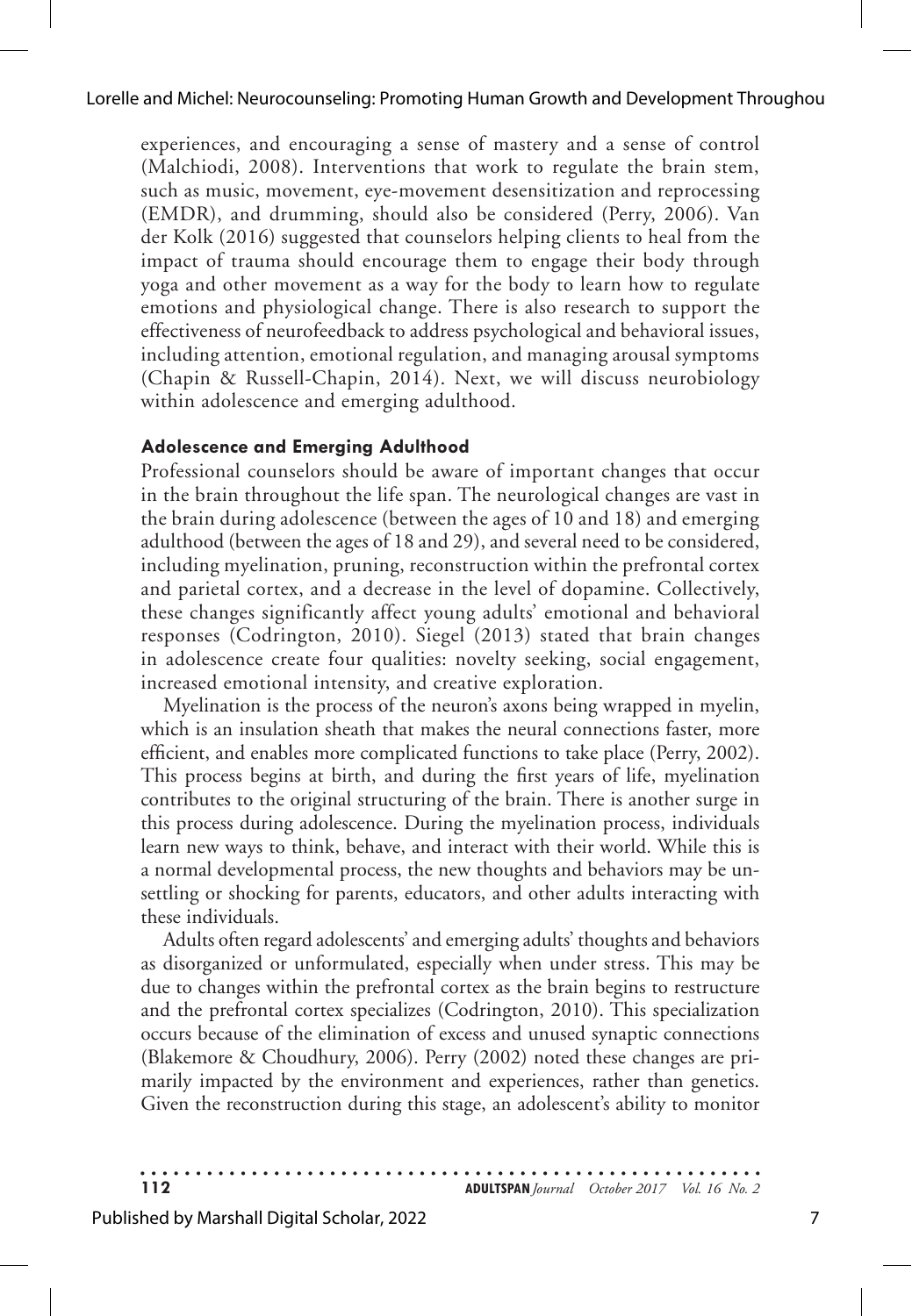experiences, and encouraging a sense of mastery and a sense of control (Malchiodi, 2008). Interventions that work to regulate the brain stem, such as music, movement, eye-movement desensitization and reprocessing (EMDR), and drumming, should also be considered (Perry, 2006). Van der Kolk (2016) suggested that counselors helping clients to heal from the impact of trauma should encourage them to engage their body through yoga and other movement as a way for the body to learn how to regulate emotions and physiological change. There is also research to support the effectiveness of neurofeedback to address psychological and behavioral issues, including attention, emotional regulation, and managing arousal symptoms (Chapin & Russell-Chapin, 2014). Next, we will discuss neurobiology within adolescence and emerging adulthood.

### Adolescence and Emerging Adulthood

Professional counselors should be aware of important changes that occur in the brain throughout the life span. The neurological changes are vast in the brain during adolescence (between the ages of 10 and 18) and emerging adulthood (between the ages of 18 and 29), and several need to be considered, including myelination, pruning, reconstruction within the prefrontal cortex and parietal cortex, and a decrease in the level of dopamine. Collectively, these changes significantly affect young adults' emotional and behavioral responses (Codrington, 2010). Siegel (2013) stated that brain changes in adolescence create four qualities: novelty seeking, social engagement, increased emotional intensity, and creative exploration.

Myelination is the process of the neuron's axons being wrapped in myelin, which is an insulation sheath that makes the neural connections faster, more efficient, and enables more complicated functions to take place (Perry, 2002). This process begins at birth, and during the first years of life, myelination contributes to the original structuring of the brain. There is another surge in this process during adolescence. During the myelination process, individuals learn new ways to think, behave, and interact with their world. While this is a normal developmental process, the new thoughts and behaviors may be unsettling or shocking for parents, educators, and other adults interacting with these individuals.

Adults often regard adolescents' and emerging adults' thoughts and behaviors as disorganized or unformulated, especially when under stress. This may be due to changes within the prefrontal cortex as the brain begins to restructure and the prefrontal cortex specializes (Codrington, 2010). This specialization occurs because of the elimination of excess and unused synaptic connections (Blakemore & Choudhury, 2006). Perry (2002) noted these changes are primarily impacted by the environment and experiences, rather than genetics. Given the reconstruction during this stage, an adolescent's ability to monitor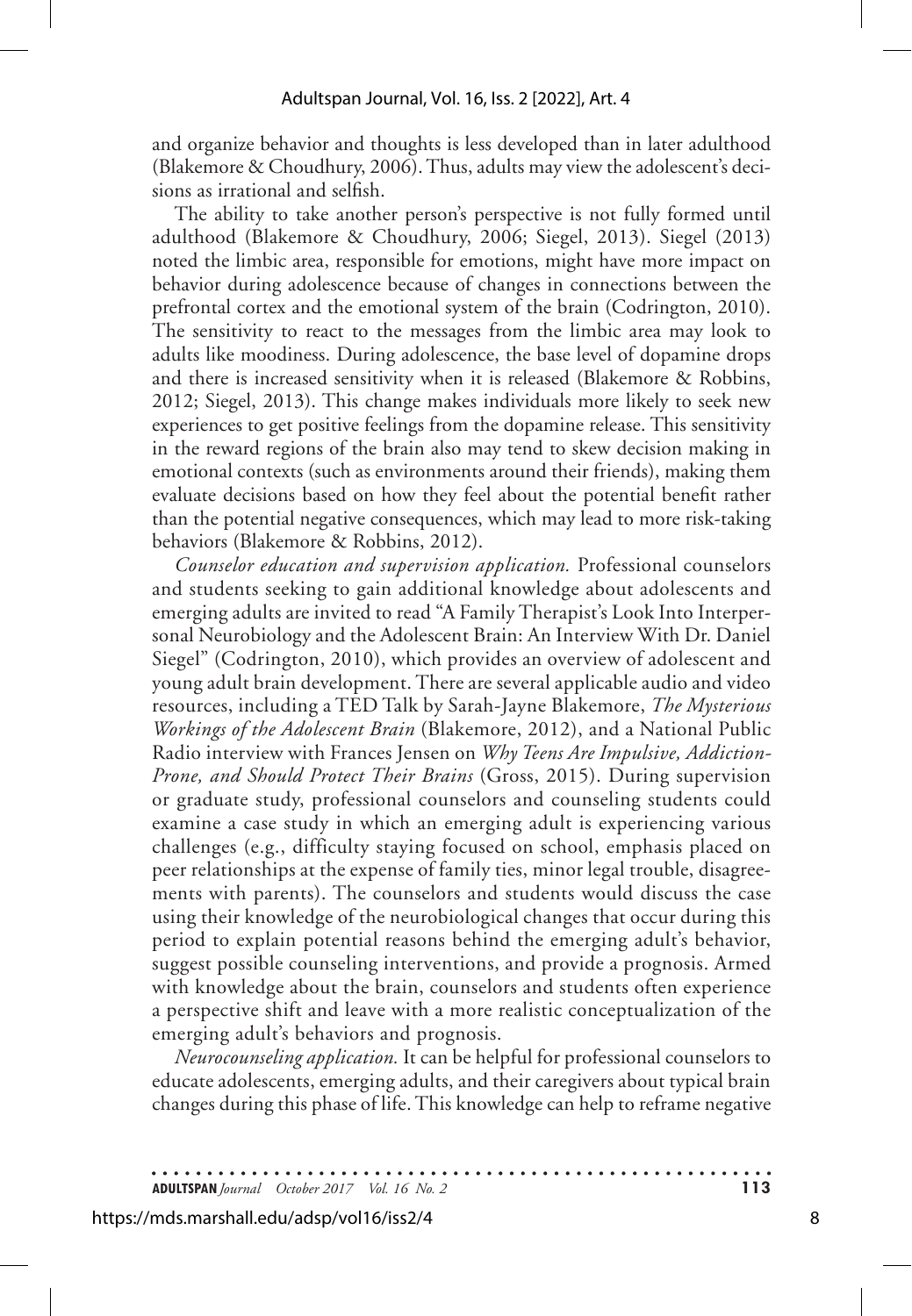and organize behavior and thoughts is less developed than in later adulthood (Blakemore & Choudhury, 2006). Thus, adults may view the adolescent's decisions as irrational and selfish.

The ability to take another person's perspective is not fully formed until adulthood (Blakemore & Choudhury, 2006; Siegel, 2013). Siegel (2013) noted the limbic area, responsible for emotions, might have more impact on behavior during adolescence because of changes in connections between the prefrontal cortex and the emotional system of the brain (Codrington, 2010). The sensitivity to react to the messages from the limbic area may look to adults like moodiness. During adolescence, the base level of dopamine drops and there is increased sensitivity when it is released (Blakemore & Robbins, 2012; Siegel, 2013). This change makes individuals more likely to seek new experiences to get positive feelings from the dopamine release. This sensitivity in the reward regions of the brain also may tend to skew decision making in emotional contexts (such as environments around their friends), making them evaluate decisions based on how they feel about the potential benefit rather than the potential negative consequences, which may lead to more risk-taking behaviors (Blakemore & Robbins, 2012).

*Counselor education and supervision application.* Professional counselors and students seeking to gain additional knowledge about adolescents and emerging adults are invited to read "A Family Therapist's Look Into Interpersonal Neurobiology and the Adolescent Brain: An Interview With Dr. Daniel Siegel" (Codrington, 2010), which provides an overview of adolescent and young adult brain development. There are several applicable audio and video resources, including a TED Talk by Sarah-Jayne Blakemore, *The Mysterious Workings of the Adolescent Brain* (Blakemore, 2012), and a National Public Radio interview with Frances Jensen on *Why Teens Are Impulsive, Addiction-Prone, and Should Protect Their Brains* (Gross, 2015). During supervision or graduate study, professional counselors and counseling students could examine a case study in which an emerging adult is experiencing various challenges (e.g., difficulty staying focused on school, emphasis placed on peer relationships at the expense of family ties, minor legal trouble, disagreements with parents). The counselors and students would discuss the case using their knowledge of the neurobiological changes that occur during this period to explain potential reasons behind the emerging adult's behavior, suggest possible counseling interventions, and provide a prognosis. Armed with knowledge about the brain, counselors and students often experience a perspective shift and leave with a more realistic conceptualization of the emerging adult's behaviors and prognosis.

*Neurocounseling application.* It can be helpful for professional counselors to educate adolescents, emerging adults, and their caregivers about typical brain changes during this phase of life. This knowledge can help to reframe negative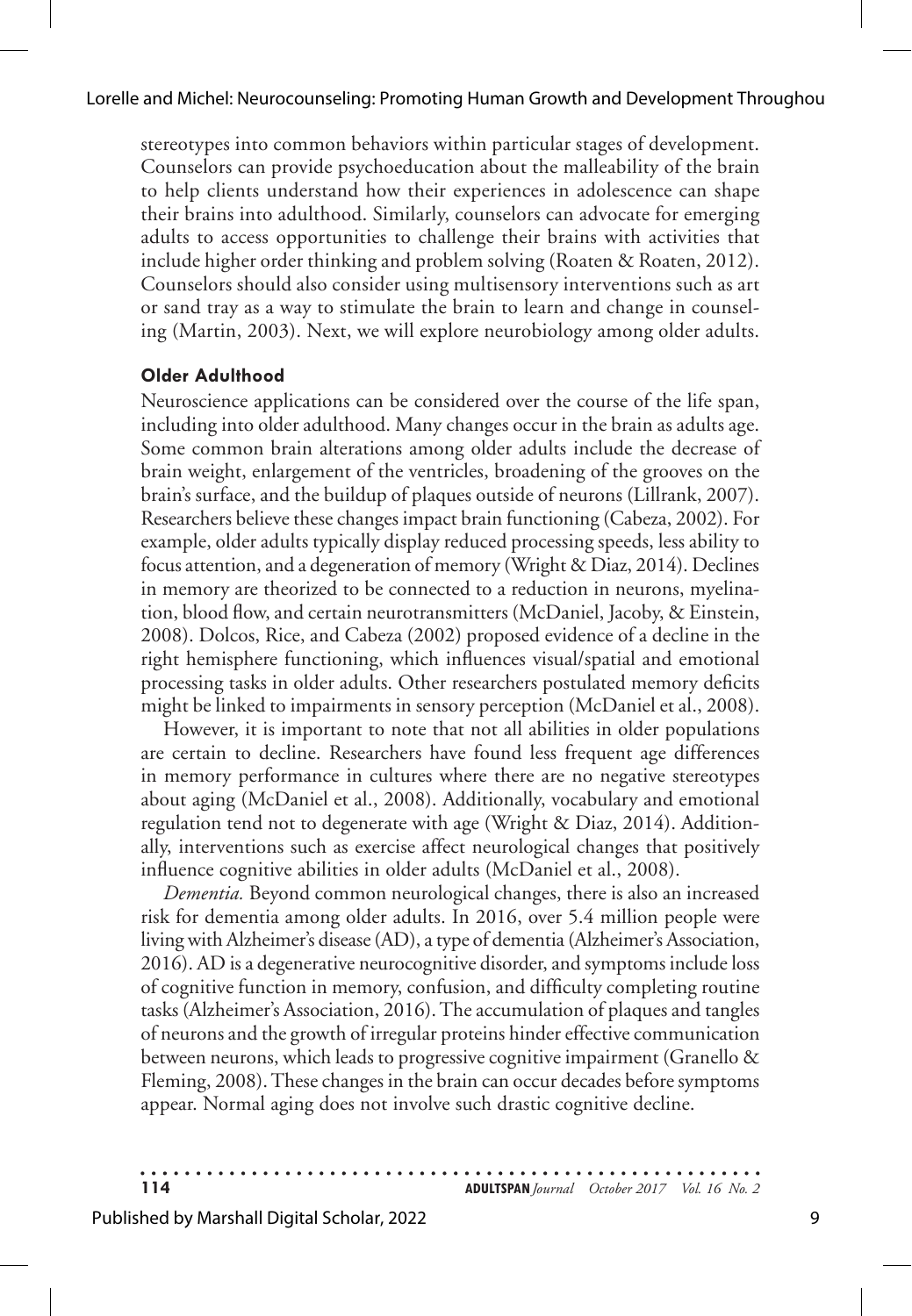stereotypes into common behaviors within particular stages of development. Counselors can provide psychoeducation about the malleability of the brain to help clients understand how their experiences in adolescence can shape their brains into adulthood. Similarly, counselors can advocate for emerging adults to access opportunities to challenge their brains with activities that include higher order thinking and problem solving (Roaten & Roaten, 2012). Counselors should also consider using multisensory interventions such as art or sand tray as a way to stimulate the brain to learn and change in counseling (Martin, 2003). Next, we will explore neurobiology among older adults.

### Older Adulthood

Neuroscience applications can be considered over the course of the life span, including into older adulthood. Many changes occur in the brain as adults age. Some common brain alterations among older adults include the decrease of brain weight, enlargement of the ventricles, broadening of the grooves on the brain's surface, and the buildup of plaques outside of neurons (Lillrank, 2007). Researchers believe these changes impact brain functioning (Cabeza, 2002). For example, older adults typically display reduced processing speeds, less ability to focus attention, and a degeneration of memory (Wright & Diaz, 2014). Declines in memory are theorized to be connected to a reduction in neurons, myelination, blood flow, and certain neurotransmitters (McDaniel, Jacoby, & Einstein, 2008). Dolcos, Rice, and Cabeza (2002) proposed evidence of a decline in the right hemisphere functioning, which influences visual/spatial and emotional processing tasks in older adults. Other researchers postulated memory deficits might be linked to impairments in sensory perception (McDaniel et al., 2008).

However, it is important to note that not all abilities in older populations are certain to decline. Researchers have found less frequent age differences in memory performance in cultures where there are no negative stereotypes about aging (McDaniel et al., 2008). Additionally, vocabulary and emotional regulation tend not to degenerate with age (Wright & Diaz, 2014). Additionally, interventions such as exercise affect neurological changes that positively influence cognitive abilities in older adults (McDaniel et al., 2008).

*Dementia.* Beyond common neurological changes, there is also an increased risk for dementia among older adults. In 2016, over 5.4 million people were living with Alzheimer's disease (AD), a type of dementia (Alzheimer's Association, 2016). AD is a degenerative neurocognitive disorder, and symptoms include loss of cognitive function in memory, confusion, and difficulty completing routine tasks (Alzheimer's Association, 2016). The accumulation of plaques and tangles of neurons and the growth of irregular proteins hinder effective communication between neurons, which leads to progressive cognitive impairment (Granello & Fleming, 2008). These changes in the brain can occur decades before symptoms appear. Normal aging does not involve such drastic cognitive decline.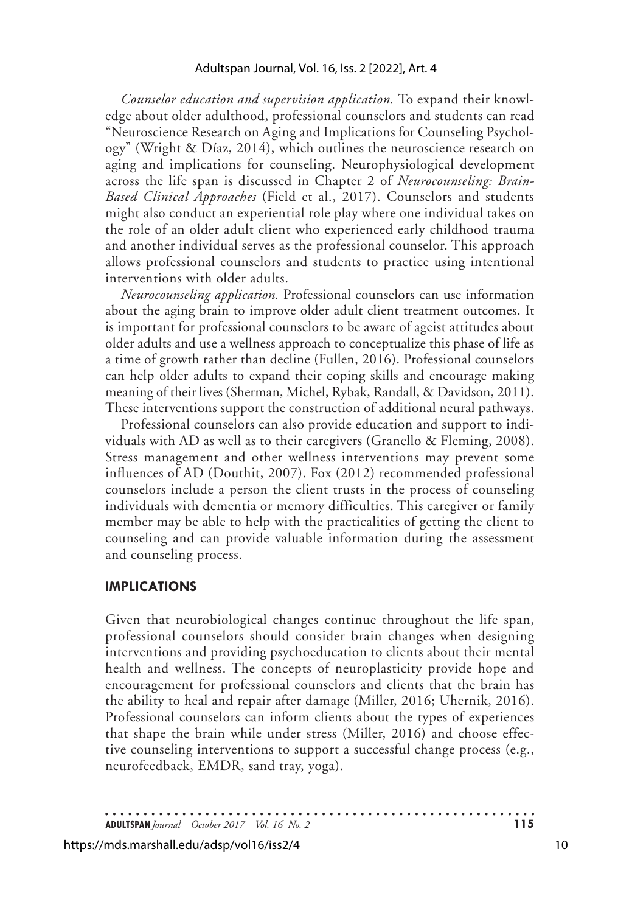*Counselor education and supervision application.* To expand their knowledge about older adulthood, professional counselors and students can read "Neuroscience Research on Aging and Implications for Counseling Psychology" (Wright & Díaz, 2014), which outlines the neuroscience research on aging and implications for counseling. Neurophysiological development across the life span is discussed in Chapter 2 of *Neurocounseling: Brain-Based Clinical Approaches* (Field et al., 2017). Counselors and students might also conduct an experiential role play where one individual takes on the role of an older adult client who experienced early childhood trauma and another individual serves as the professional counselor. This approach allows professional counselors and students to practice using intentional interventions with older adults.

*Neurocounseling application.* Professional counselors can use information about the aging brain to improve older adult client treatment outcomes. It is important for professional counselors to be aware of ageist attitudes about older adults and use a wellness approach to conceptualize this phase of life as a time of growth rather than decline (Fullen, 2016). Professional counselors can help older adults to expand their coping skills and encourage making meaning of their lives (Sherman, Michel, Rybak, Randall, & Davidson, 2011). These interventions support the construction of additional neural pathways.

Professional counselors can also provide education and support to individuals with AD as well as to their caregivers (Granello & Fleming, 2008). Stress management and other wellness interventions may prevent some influences of AD (Douthit, 2007). Fox (2012) recommended professional counselors include a person the client trusts in the process of counseling individuals with dementia or memory difficulties. This caregiver or family member may be able to help with the practicalities of getting the client to counseling and can provide valuable information during the assessment and counseling process.

## IMPLICATIONS

Given that neurobiological changes continue throughout the life span, professional counselors should consider brain changes when designing interventions and providing psychoeducation to clients about their mental health and wellness. The concepts of neuroplasticity provide hope and encouragement for professional counselors and clients that the brain has the ability to heal and repair after damage (Miller, 2016; Uhernik, 2016). Professional counselors can inform clients about the types of experiences that shape the brain while under stress (Miller, 2016) and choose effective counseling interventions to support a successful change process (e.g., neurofeedback, EMDR, sand tray, yoga).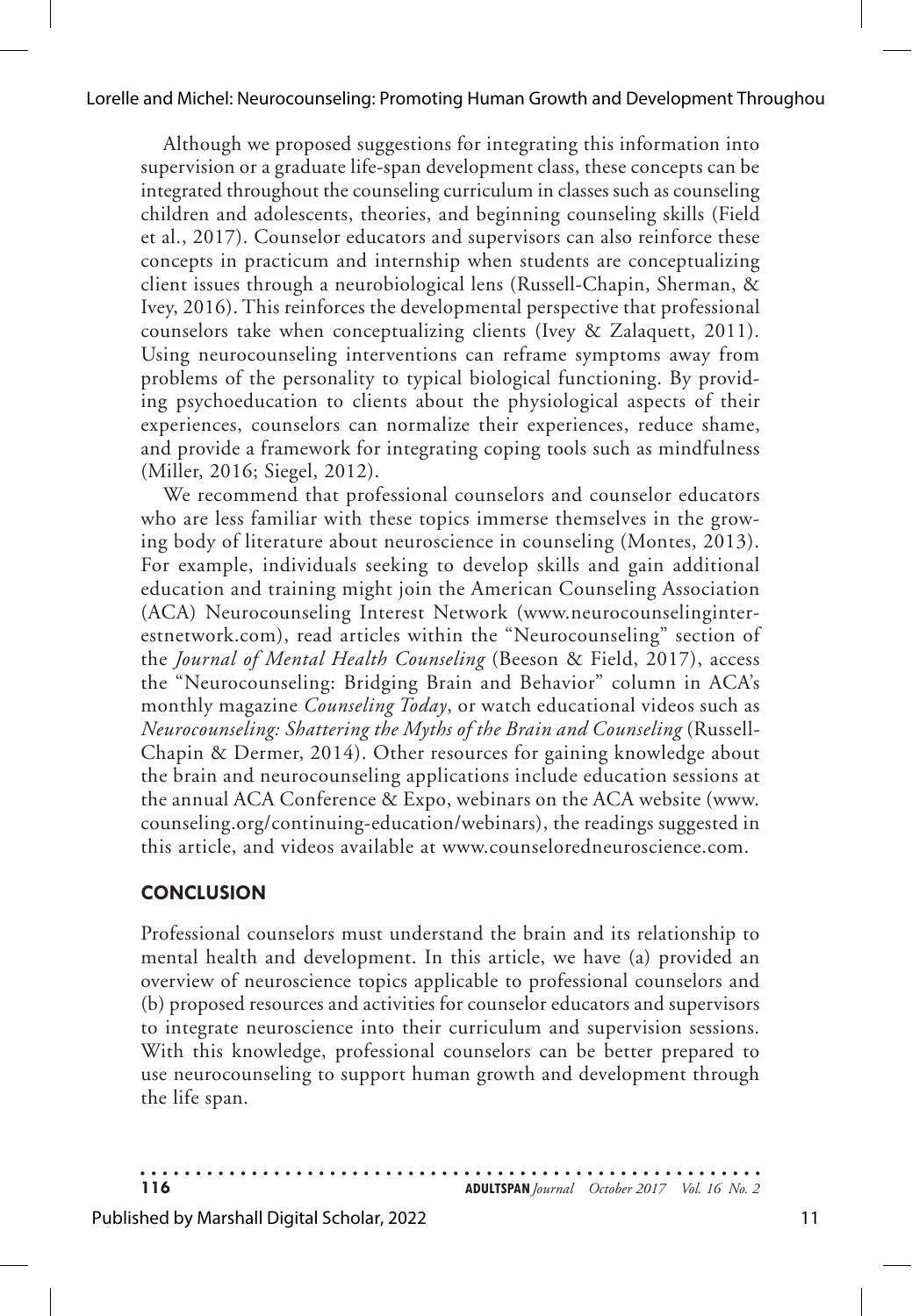Although we proposed suggestions for integrating this information into supervision or a graduate life-span development class, these concepts can be integrated throughout the counseling curriculum in classes such as counseling children and adolescents, theories, and beginning counseling skills (Field et al., 2017). Counselor educators and supervisors can also reinforce these concepts in practicum and internship when students are conceptualizing client issues through a neurobiological lens (Russell-Chapin, Sherman, & Ivey, 2016). This reinforces the developmental perspective that professional counselors take when conceptualizing clients (Ivey & Zalaquett, 2011). Using neurocounseling interventions can reframe symptoms away from problems of the personality to typical biological functioning. By providing psychoeducation to clients about the physiological aspects of their experiences, counselors can normalize their experiences, reduce shame, and provide a framework for integrating coping tools such as mindfulness (Miller, 2016; Siegel, 2012).

We recommend that professional counselors and counselor educators who are less familiar with these topics immerse themselves in the growing body of literature about neuroscience in counseling (Montes, 2013). For example, individuals seeking to develop skills and gain additional education and training might join the American Counseling Association (ACA) Neurocounseling Interest Network (www.neurocounselinginterestnetwork.com), read articles within the "Neurocounseling" section of the *Journal of Mental Health Counseling* (Beeson & Field, 2017), access the "Neurocounseling: Bridging Brain and Behavior" column in ACA's monthly magazine *Counseling Today*, or watch educational videos such as *Neurocounseling: Shattering the Myths of the Brain and Counseling* (Russell-Chapin & Dermer, 2014). Other resources for gaining knowledge about the brain and neurocounseling applications include education sessions at the annual ACA Conference & Expo, webinars on the ACA website (www.counseling.org/continuing-education/webinars), the readings suggested in this article, and videos available at www.counseloredneuroscience.com.

## CONCLUSION

Professional counselors must understand the brain and its relationship to mental health and development. In this article, we have (a) provided an overview of neuroscience topics applicable to professional counselors and (b) proposed resources and activities for counselor educators and supervisors to integrate neuroscience into their curriculum and supervision sessions. With this knowledge, professional counselors can be better prepared to use neurocounseling to support human growth and development through the life span.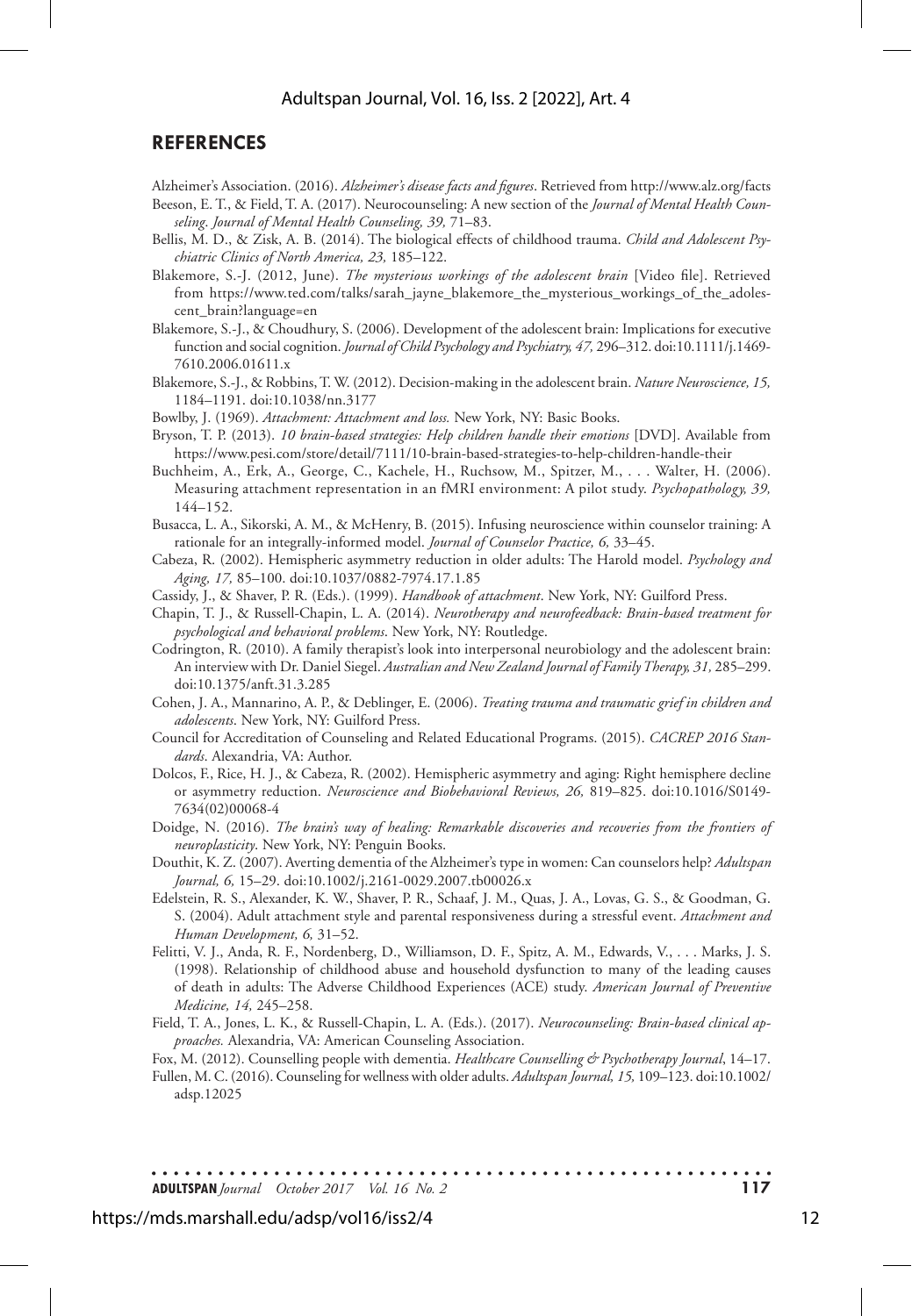## REFERENCES

Alzheimer's Association. (2016). *Alzheimer's disease facts and figures*. Retrieved from http://www.alz.org/facts

Beeson, E. T., & Field, T. A. (2017). Neurocounseling: A new section of the *Journal of Mental Health Counseling*. *Journal of Mental Health Counseling, 39,* 71–83.

Bellis, M. D., & Zisk, A. B. (2014). The biological effects of childhood trauma. *Child and Adolescent Psychiatric Clinics of North America, 23,* 185–122.

Blakemore, S.-J. (2012, June). *The mysterious workings of the adolescent brain* [Video file]. Retrieved from https://www.ted.com/talks/sarah_jayne_blakemore_the_mysterious_workings_of_the_adolescent_brain?language=en

Blakemore, S.-J., & Choudhury, S. (2006). Development of the adolescent brain: Implications for executive function and social cognition. *Journal of Child Psychology and Psychiatry, 47,* 296–312. doi:10.1111/j.1469-7610.2006.01611.x

Blakemore, S.-J., & Robbins, T. W. (2012). Decision-making in the adolescent brain. *Nature Neuroscience, 15,* 1184–1191. doi:10.1038/nn.3177

Bowlby, J. (1969). *Attachment: Attachment and loss.* New York, NY: Basic Books.

Bryson, T. P. (2013). *10 brain-based strategies: Help children handle their emotions* [DVD]. Available from https://www.pesi.com/store/detail/7111/10-brain-based-strategies-to-help-children-handle-their

Buchheim, A., Erk, A., George, C., Kachele, H., Ruchsow, M., Spitzer, M., . . . Walter, H. (2006). Measuring attachment representation in an fMRI environment: A pilot study. *Psychopathology, 39,* 144–152.

Busacca, L. A., Sikorski, A. M., & McHenry, B. (2015). Infusing neuroscience within counselor training: A rationale for an integrally-informed model. *Journal of Counselor Practice, 6,* 33–45.

Cabeza, R. (2002). Hemispheric asymmetry reduction in older adults: The Harold model. *Psychology and Aging, 17,* 85–100. doi:10.1037/0882-7974.17.1.85

Cassidy, J., & Shaver, P. R. (Eds.). (1999). *Handbook of attachment*. New York, NY: Guilford Press.

Chapin, T. J., & Russell-Chapin, L. A. (2014). *Neurotherapy and neurofeedback: Brain-based treatment for psychological and behavioral problems*. New York, NY: Routledge.

Codrington, R. (2010). A family therapist's look into interpersonal neurobiology and the adolescent brain: An interview with Dr. Daniel Siegel. *Australian and New Zealand Journal of Family Therapy, 31,* 285–299. doi:10.1375/anft.31.3.285

Cohen, J. A., Mannarino, A. P., & Deblinger, E. (2006). *Treating trauma and traumatic grief in children and adolescents*. New York, NY: Guilford Press.

Council for Accreditation of Counseling and Related Educational Programs. (2015). *CACREP 2016 Standards*. Alexandria, VA: Author.

Dolcos, F., Rice, H. J., & Cabeza, R. (2002). Hemispheric asymmetry and aging: Right hemisphere decline or asymmetry reduction. *Neuroscience and Biobehavioral Reviews, 26,* 819–825. doi:10.1016/S0149-7634(02)00068-4

Doidge, N. (2016). *The brain's way of healing: Remarkable discoveries and recoveries from the frontiers of neuroplasticity*. New York, NY: Penguin Books.

Douthit, K. Z. (2007). Averting dementia of the Alzheimer's type in women: Can counselors help? *Adultspan Journal, 6,* 15–29. doi:10.1002/j.2161-0029.2007.tb00026.x

Edelstein, R. S., Alexander, K. W., Shaver, P. R., Schaaf, J. M., Quas, J. A., Lovas, G. S., & Goodman, G. S. (2004). Adult attachment style and parental responsiveness during a stressful event. *Attachment and Human Development, 6,* 31–52.

Felitti, V. J., Anda, R. F., Nordenberg, D., Williamson, D. F., Spitz, A. M., Edwards, V., . . . Marks, J. S. (1998). Relationship of childhood abuse and household dysfunction to many of the leading causes of death in adults: The Adverse Childhood Experiences (ACE) study. *American Journal of Preventive Medicine, 14,* 245–258.

Field, T. A., Jones, L. K., & Russell-Chapin, L. A. (Eds.). (2017). *Neurocounseling: Brain-based clinical approaches.* Alexandria, VA: American Counseling Association.

Fox, M. (2012). Counselling people with dementia. *Healthcare Counselling & Psychotherapy Journal*, 14–17.

Fullen, M. C. (2016). Counseling for wellness with older adults. *Adultspan Journal, 15,* 109–123. doi:10.1002/adsp.12025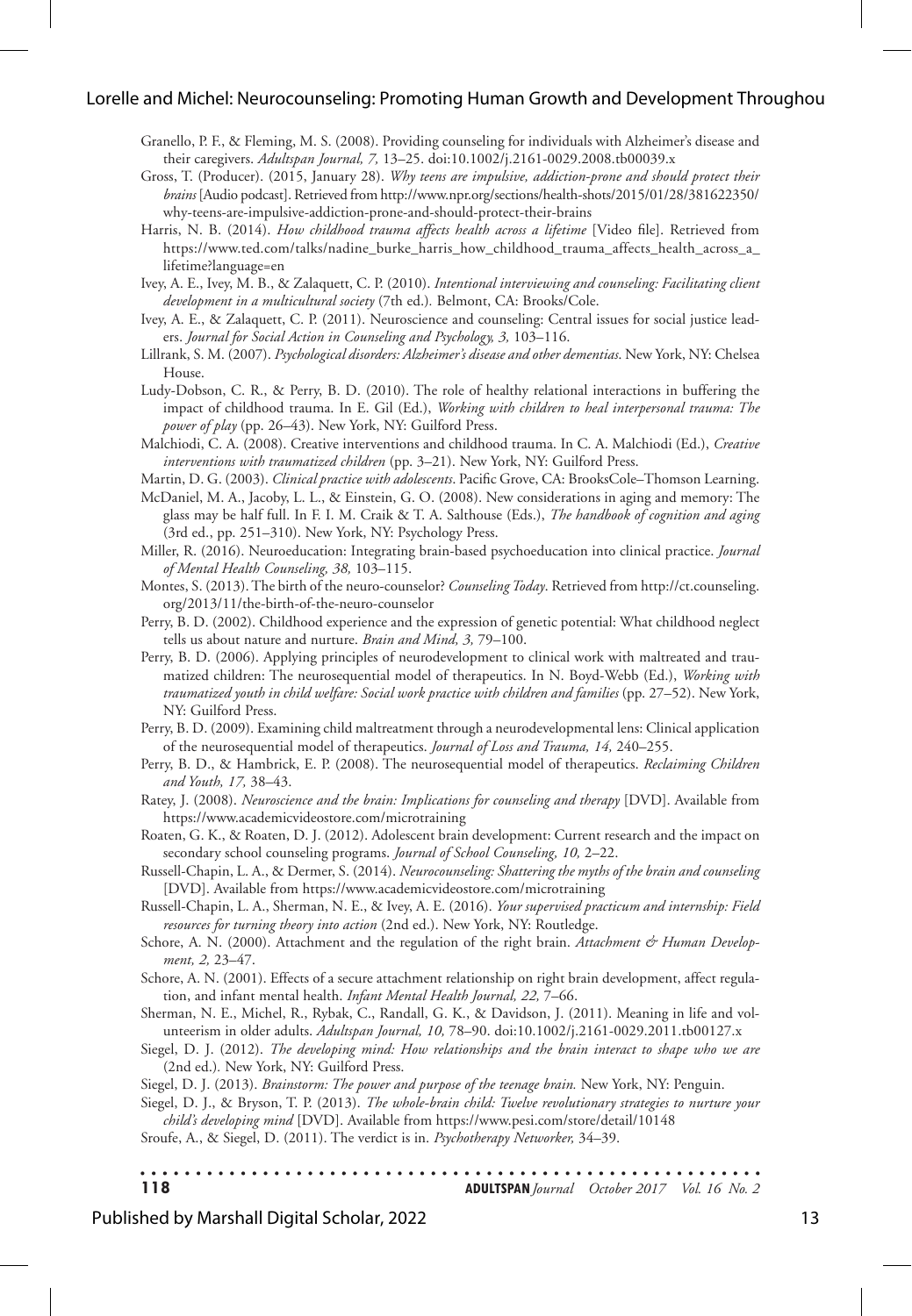Granello, P. F., & Fleming, M. S. (2008). Providing counseling for individuals with Alzheimer's disease and their caregivers. *Adultspan Journal, 7,* 13–25. doi:10.1002/j.2161-0029.2008.tb00039.x

Gross, T. (Producer). (2015, January 28). *Why teens are impulsive, addiction-prone and should protect their brains* [Audio podcast]. Retrieved from http://www.npr.org/sections/health-shots/2015/01/28/381622350/why-teens-are-impulsive-addiction-prone-and-should-protect-their-brains

Harris, N. B. (2014). *How childhood trauma affects health across a lifetime* [Video file]. Retrieved from https://www.ted.com/talks/nadine_burke_harris_how_childhood_trauma_affects_health_across_a_lifetime?language=en

Ivey, A. E., Ivey, M. B., & Zalaquett, C. P. (2010). *Intentional interviewing and counseling: Facilitating client development in a multicultural society* (7th ed.). Belmont, CA: Brooks/Cole.

Ivey, A. E., & Zalaquett, C. P. (2011). Neuroscience and counseling: Central issues for social justice leaders. *Journal for Social Action in Counseling and Psychology, 3,* 103–116.

Lillrank, S. M. (2007). *Psychological disorders: Alzheimer's disease and other dementias*. New York, NY: Chelsea House.

Ludy-Dobson, C. R., & Perry, B. D. (2010). The role of healthy relational interactions in buffering the impact of childhood trauma. In E. Gil (Ed.), *Working with children to heal interpersonal trauma: The power of play* (pp. 26–43). New York, NY: Guilford Press.

Malchiodi, C. A. (2008). Creative interventions and childhood trauma. In C. A. Malchiodi (Ed.), *Creative interventions with traumatized children* (pp. 3–21). New York, NY: Guilford Press.

Martin, D. G. (2003). *Clinical practice with adolescents*. Pacific Grove, CA: BrooksCole–Thomson Learning.

McDaniel, M. A., Jacoby, L. L., & Einstein, G. O. (2008). New considerations in aging and memory: The glass may be half full. In F. I. M. Craik & T. A. Salthouse (Eds.), *The handbook of cognition and aging* (3rd ed., pp. 251–310). New York, NY: Psychology Press.

Miller, R. (2016). Neuroeducation: Integrating brain-based psychoeducation into clinical practice. *Journal of Mental Health Counseling, 38,* 103–115.

Montes, S. (2013). The birth of the neuro-counselor? *Counseling Today*. Retrieved from http://ct.counseling.org/2013/11/the-birth-of-the-neuro-counselor

Perry, B. D. (2002). Childhood experience and the expression of genetic potential: What childhood neglect tells us about nature and nurture. *Brain and Mind, 3,* 79–100.

Perry, B. D. (2006). Applying principles of neurodevelopment to clinical work with maltreated and traumatized children: The neurosequential model of therapeutics. In N. Boyd-Webb (Ed.), *Working with traumatized youth in child welfare: Social work practice with children and families* (pp. 27–52). New York, NY: Guilford Press.

Perry, B. D. (2009). Examining child maltreatment through a neurodevelopmental lens: Clinical application of the neurosequential model of therapeutics. *Journal of Loss and Trauma, 14,* 240–255.

Perry, B. D., & Hambrick, E. P. (2008). The neurosequential model of therapeutics. *Reclaiming Children and Youth, 17,* 38–43.

Ratey, J. (2008). *Neuroscience and the brain: Implications for counseling and therapy* [DVD]. Available from https://www.academicvideostore.com/microtraining

Roaten, G. K., & Roaten, D. J. (2012). Adolescent brain development: Current research and the impact on secondary school counseling programs. *Journal of School Counseling, 10,* 2–22.

Russell-Chapin, L. A., & Dermer, S. (2014). *Neurocounseling: Shattering the myths of the brain and counseling* [DVD]. Available from https://www.academicvideostore.com/microtraining

Russell-Chapin, L. A., Sherman, N. E., & Ivey, A. E. (2016). *Your supervised practicum and internship: Field resources for turning theory into action* (2nd ed.). New York, NY: Routledge.

Schore, A. N. (2000). Attachment and the regulation of the right brain. *Attachment & Human Development, 2,* 23–47.

Schore, A. N. (2001). Effects of a secure attachment relationship on right brain development, affect regulation, and infant mental health. *Infant Mental Health Journal, 22,* 7–66.

Sherman, N. E., Michel, R., Rybak, C., Randall, G. K., & Davidson, J. (2011). Meaning in life and volunteerism in older adults. *Adultspan Journal, 10,* 78–90. doi:10.1002/j.2161-0029.2011.tb00127.x

Siegel, D. J. (2012). *The developing mind: How relationships and the brain interact to shape who we are* (2nd ed.). New York, NY: Guilford Press.

Siegel, D. J. (2013). *Brainstorm: The power and purpose of the teenage brain.* New York, NY: Penguin.

Siegel, D. J., & Bryson, T. P. (2013). *The whole-brain child: Twelve revolutionary strategies to nurture your child's developing mind* [DVD]. Available from https://www.pesi.com/store/detail/10148

Sroufe, A., & Siegel, D. (2011). The verdict is in. *Psychotherapy Networker,* 34–39.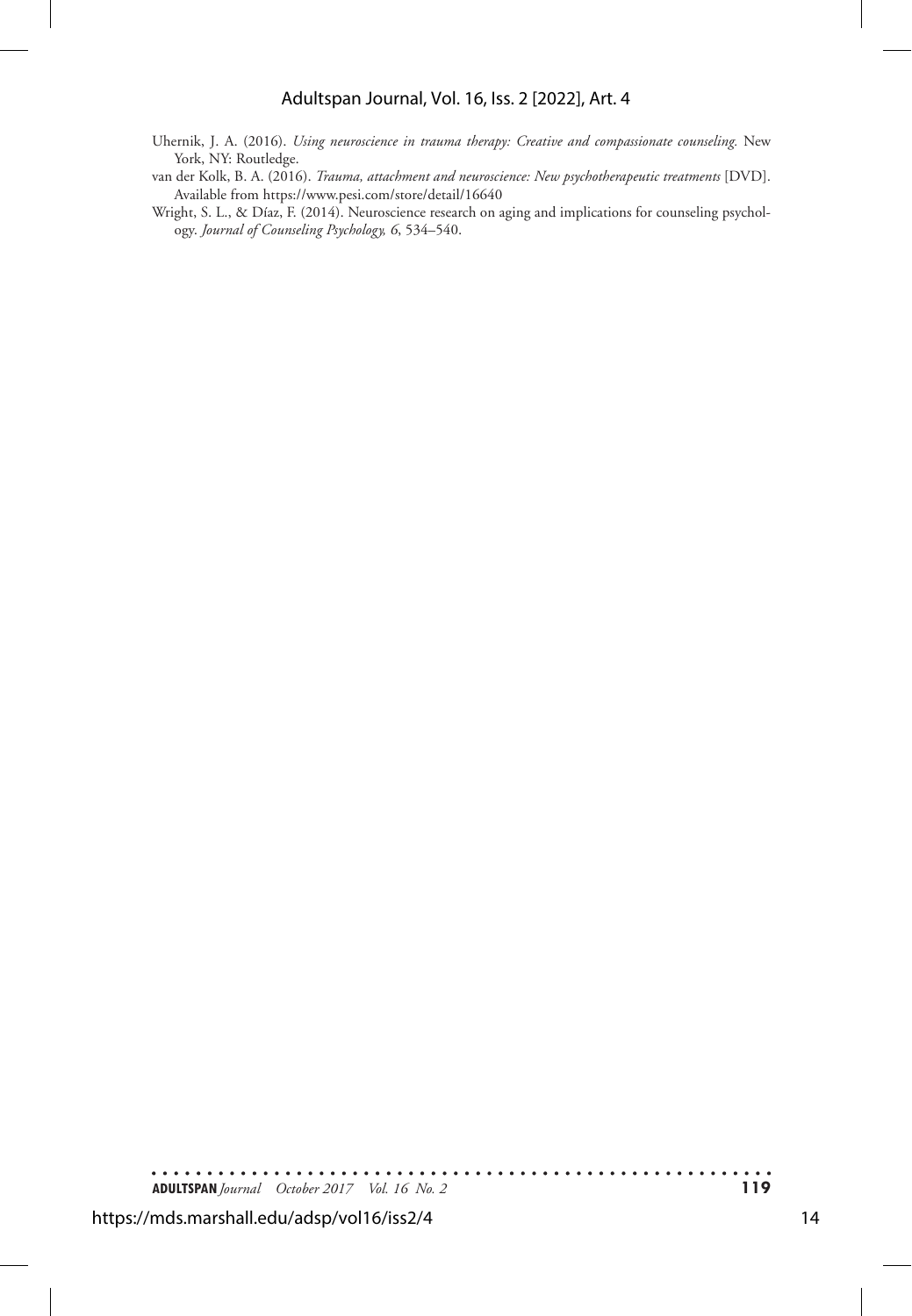Uhernik, J. A. (2016). *Using neuroscience in trauma therapy: Creative and compassionate counseling.* New York, NY: Routledge.

van der Kolk, B. A. (2016). *Trauma, attachment and neuroscience: New psychotherapeutic treatments* [DVD]. Available from https://www.pesi.com/store/detail/16640

Wright, S. L., & Díaz, F. (2014). Neuroscience research on aging and implications for counseling psychology. *Journal of Counseling Psychology, 6*, 534–540.